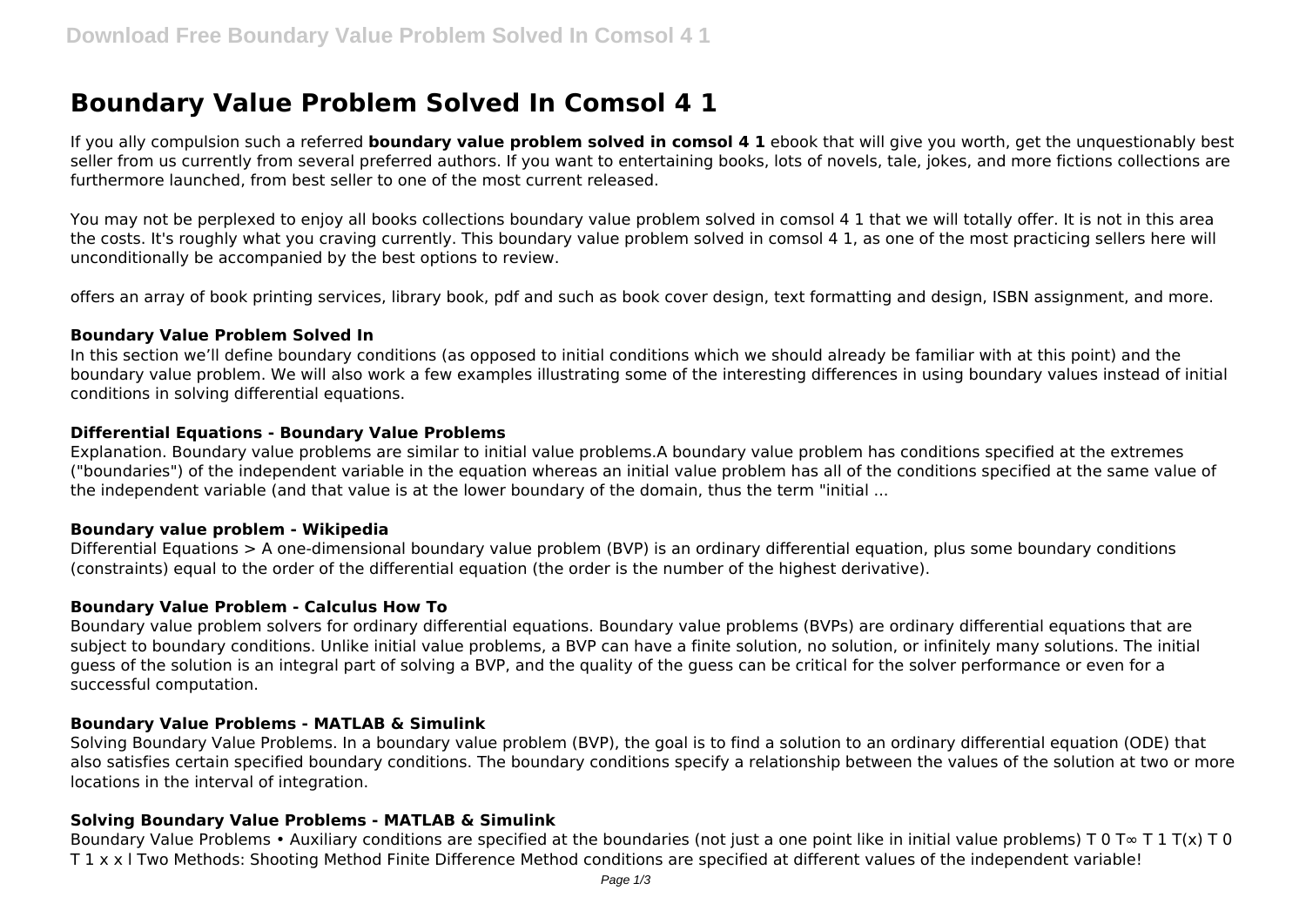# Boundary Value Problem Solved In Comsol 4 1

If you ally compulsion such a referred **boundary value problem solved in comsol 4 1** ebook that will give you worth, get the unquestionably best seller from us currently from several preferred authors. If you want to entertaining books, lots of novels, tale, jokes, and more fictions collections are furthermore launched, from best seller to one of the most current released.

You may not be perplexed to enjoy all books collections boundary value problem solved in comsol 4 1 that we will totally offer. It is not in this area the costs. It's roughly what you craving currently. This boundary value problem solved in comsol 4 1, as one of the most practicing sellers here will unconditionally be accompanied by the best options to review.

offers an array of book printing services, library book, pdf and such as book cover design, text formatting and design, ISBN assignment, and more.

### Boundary Value Problem Solved In

In this section we'll define boundary conditions (as opposed to initial conditions which we should already be familiar with at this point) and the boundary value problem. We will also work a few examples illustrating some of the interesting differences in using boundary values instead of initial conditions in solving differential equations.

### Differential Equations - Boundary Value Problems

Explanation. Boundary value problems are similar to initial value problems.A boundary value problem has conditions specified at the extremes ("boundaries") of the independent variable in the equation whereas an initial value problem has all of the conditions specified at the same value of the independent variable (and that value is at the lower boundary of the domain, thus the term "initial ...

### Boundary value problem - Wikipedia

Differential Equations > A one-dimensional boundary value problem (BVP) is an ordinary differential equation, plus some boundary conditions (constraints) equal to the order of the differential equation (the order is the number of the highest derivative).

### Boundary Value Problem - Calculus How To

Boundary value problem solvers for ordinary differential equations. Boundary value problems (BVPs) are ordinary differential equations that are subject to boundary conditions. Unlike initial value problems, a BVP can have a finite solution, no solution, or infinitely many solutions. The initial guess of the solution is an integral part of solving a BVP, and the quality of the guess can be critical for the solver performance or even for a successful computation.

### Boundary Value Problems - MATLAB & Simulink

Solving Boundary Value Problems. In a boundary value problem (BVP), the goal is to find a solution to an ordinary differential equation (ODE) that also satisfies certain specified boundary conditions. The boundary conditions specify a relationship between the values of the solution at two or more locations in the interval of integration.

### Solving Boundary Value Problems - MATLAB & Simulink

Boundary Value Problems • Auxiliary conditions are specified at the boundaries (not just a one point like in initial value problems) $T_0$ $T_\infty$ $T_1$ $T(x)$ $T_0$ $T_1$ x x l Two Methods: Shooting Method Finite Difference Method conditions are specified at different values of the independent variable!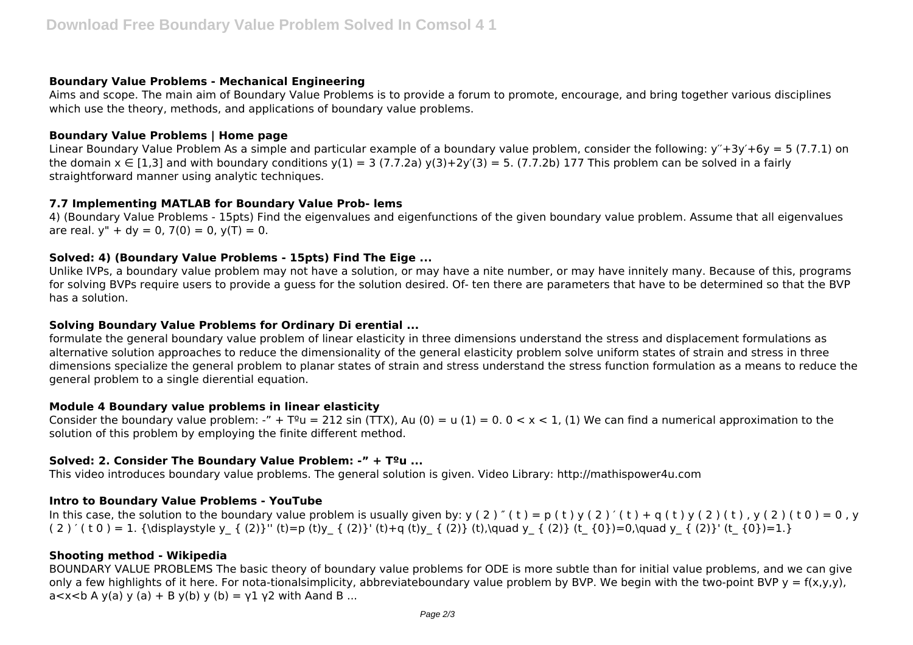### Boundary Value Problems - Mechanical Engineering

Aims and scope. The main aim of Boundary Value Problems is to provide a forum to promote, encourage, and bring together various disciplines which use the theory, methods, and applications of boundary value problems.

### Boundary Value Problems | Home page

Linear Boundary Value Problem As a simple and particular example of a boundary value problem, consider the following: $y''+3y'+6y = 5$ (7.7.1) on the domain $x \in [1,3]$ and with boundary conditions $y(1) = 3$ (7.7.2a) $y(3)+2y'(3) = 5$. (7.7.2b) 177 This problem can be solved in a fairly straightforward manner using analytic techniques.

### 7.7 Implementing MATLAB for Boundary Value Prob- lems

4) (Boundary Value Problems - 15pts) Find the eigenvalues and eigenfunctions of the given boundary value problem. Assume that all eigenvalues are real. $y'' + dy = 0$, $7(0) = 0$, $y(T) = 0$.

### Solved: 4) (Boundary Value Problems - 15pts) Find The Eige ...

Unlike IVPs, a boundary value problem may not have a solution, or may have a nite number, or may have innitely many. Because of this, programs for solving BVPs require users to provide a guess for the solution desired. Of- ten there are parameters that have to be determined so that the BVP has a solution.

### Solving Boundary Value Problems for Ordinary Di erential ...

formulate the general boundary value problem of linear elasticity in three dimensions understand the stress and displacement formulations as alternative solution approaches to reduce the dimensionality of the general elasticity problem solve uniform states of strain and stress in three dimensions specialize the general problem to planar states of strain and stress understand the stress function formulation as a means to reduce the general problem to a single dierential equation.

### Module 4 Boundary value problems in linear elasticity

Consider the boundary value problem: -" + Tºu = 212 sin (TTX), Au (0) = u (1) = 0. 0 < x < 1, (1) We can find a numerical approximation to the solution of this problem by employing the finite different method.

### Solved: 2. Consider The Boundary Value Problem: -" + Tºu ...

This video introduces boundary value problems. The general solution is given. Video Library: http://mathispower4u.com

### Intro to Boundary Value Problems - YouTube

In this case, the solution to the boundary value problem is usually given by: y ( 2 ) ″ ( t ) = p ( t ) y ( 2 ) ′ ( t ) + q ( t ) y ( 2 ) ( t ) , y ( 2 ) ( t 0 ) = 0 , y ( 2 ) ′ ( t 0 ) = 1. $y_{(2)}''(t)=p(t)y_{(2)}'(t)+q(t)y_{(2)}(t),\quad y_{(2)}(t_{0})=0,\quad y_{(2)}'(t_{0})=1.$

### Shooting method - Wikipedia

BOUNDARY VALUE PROBLEMS The basic theory of boundary value problems for ODE is more subtle than for initial value problems, and we can give only a few highlights of it here. For nota-tionalsimplicity, abbreviateboundary value problem by BVP. We begin with the two-point BVP y = f(x,y,y), a<x<b A y(a) y (a) + B y(b) y (b) = γ1 γ2 with Aand B ...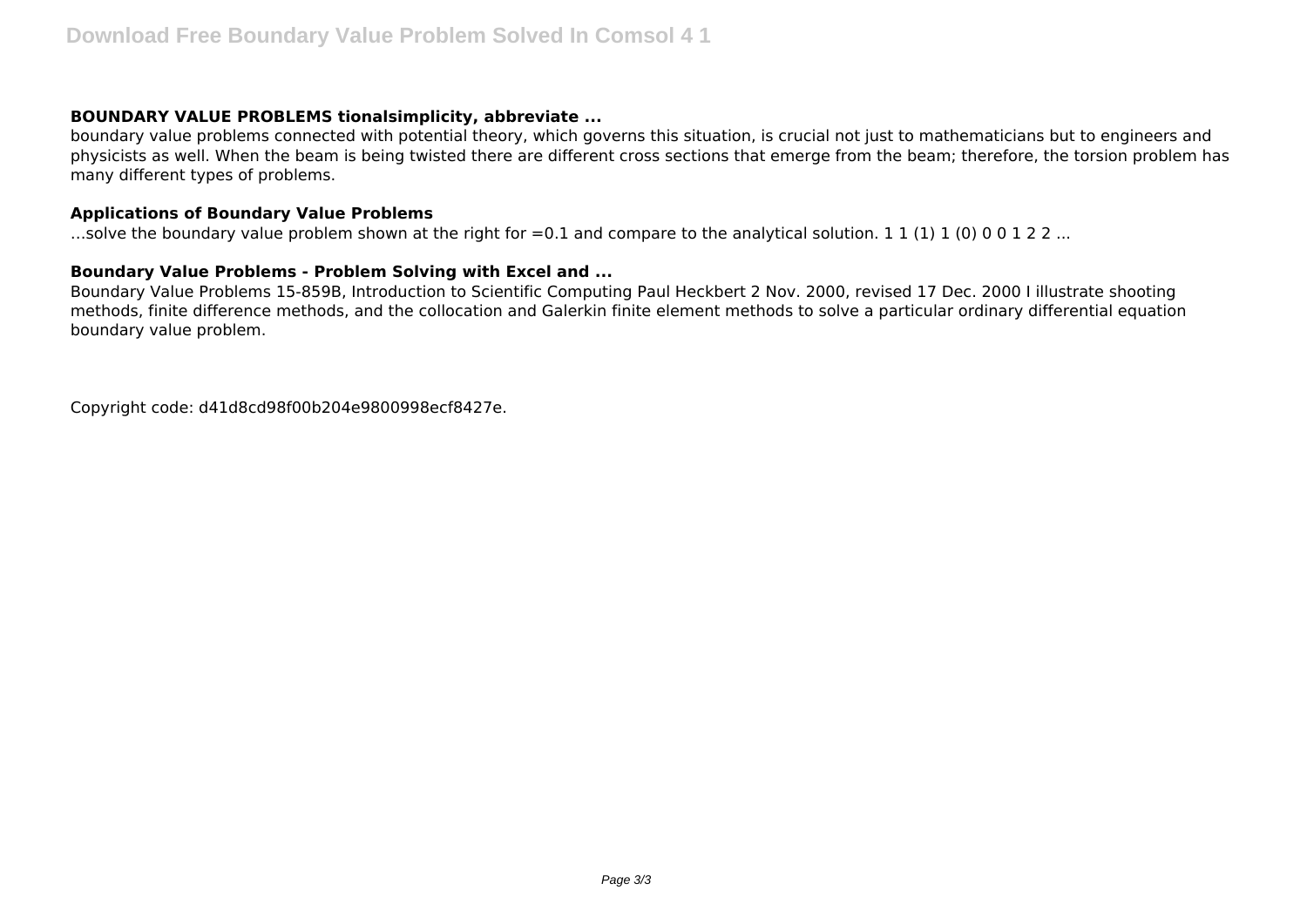### BOUNDARY VALUE PROBLEMS tionalsimplicity, abbreviate ...

boundary value problems connected with potential theory, which governs this situation, is crucial not just to mathematicians but to engineers and physicists as well. When the beam is being twisted there are different cross sections that emerge from the beam; therefore, the torsion problem has many different types of problems.

### Applications of Boundary Value Problems

…solve the boundary value problem shown at the right for =0.1 and compare to the analytical solution. 1 1 (1) 1 (0) 0 0 1 2 2 ...

### Boundary Value Problems - Problem Solving with Excel and ...

Boundary Value Problems 15-859B, Introduction to Scientific Computing Paul Heckbert 2 Nov. 2000, revised 17 Dec. 2000 I illustrate shooting methods, finite difference methods, and the collocation and Galerkin finite element methods to solve a particular ordinary differential equation boundary value problem.

Copyright code: d41d8cd98f00b204e9800998ecf8427e.